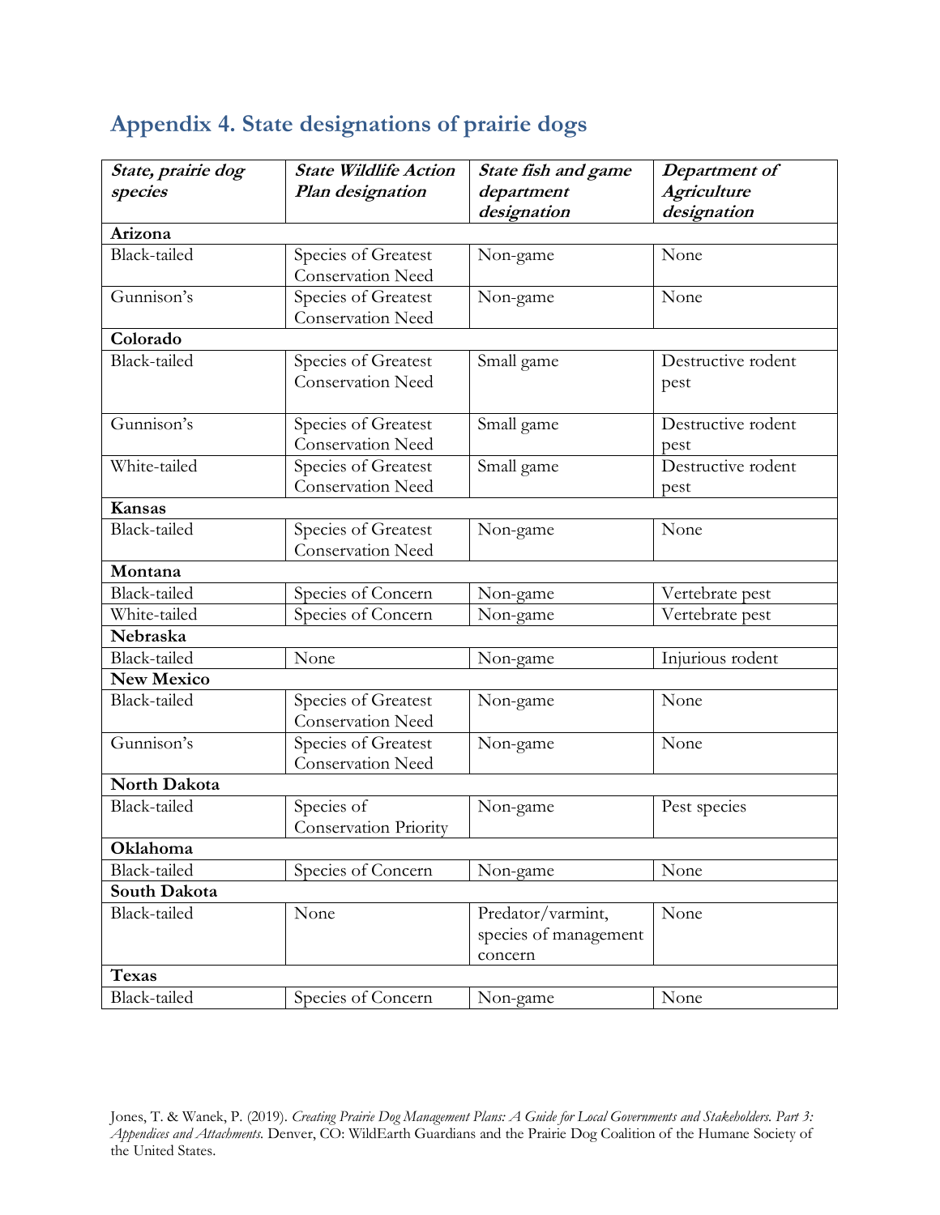## Appendix 4. State designations of prairie dogs

| ***State, prairie dog species*** | ***State Wildlife Action Plan designation*** | ***State fish and game department designation*** | ***Department of Agriculture designation*** |
|---|---|---|---|
| **Arizona** | | | |
| Black-tailed | Species of Greatest Conservation Need | Non-game | None |
| Gunnison's | Species of Greatest Conservation Need | Non-game | None |
| **Colorado** | | | |
| Black-tailed | Species of Greatest Conservation Need | Small game | Destructive rodent pest |
| Gunnison's | Species of Greatest Conservation Need | Small game | Destructive rodent pest |
| White-tailed | Species of Greatest Conservation Need | Small game | Destructive rodent pest |
| **Kansas** | | | |
| Black-tailed | Species of Greatest Conservation Need | Non-game | None |
| **Montana** | | | |
| Black-tailed | Species of Concern | Non-game | Vertebrate pest |
| White-tailed | Species of Concern | Non-game | Vertebrate pest |
| **Nebraska** | | | |
| Black-tailed | None | Non-game | Injurious rodent |
| **New Mexico** | | | |
| Black-tailed | Species of Greatest Conservation Need | Non-game | None |
| Gunnison's | Species of Greatest Conservation Need | Non-game | None |
| **North Dakota** | | | |
| Black-tailed | Species of Conservation Priority | Non-game | Pest species |
| **Oklahoma** | | | |
| Black-tailed | Species of Concern | Non-game | None |
| **South Dakota** | | | |
| Black-tailed | None | Predator/varmint, species of management concern | None |
| **Texas** | | | |
| Black-tailed | Species of Concern | Non-game | None |

Jones, T. & Wanek, P. (2019). *Creating Prairie Dog Management Plans: A Guide for Local Governments and Stakeholders. Part 3: Appendices and Attachments.* Denver, CO: WildEarth Guardians and the Prairie Dog Coalition of the Humane Society of the United States.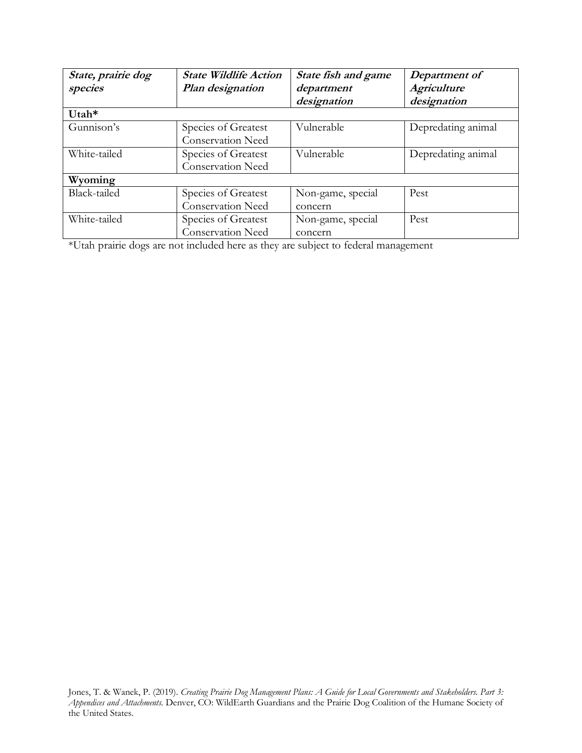| *State, prairie dog species* | *State Wildlife Action Plan designation* | *State fish and game department designation* | *Department of Agriculture designation* |
|---|---|---|---|
| **Utah*** | | | |
| Gunnison's | Species of Greatest Conservation Need | Vulnerable | Depredating animal |
| White-tailed | Species of Greatest Conservation Need | Vulnerable | Depredating animal |
| **Wyoming** | | | |
| Black-tailed | Species of Greatest Conservation Need | Non-game, special concern | Pest |
| White-tailed | Species of Greatest Conservation Need | Non-game, special concern | Pest |

*Utah prairie dogs are not included here as they are subject to federal management

Jones, T. & Wanek, P. (2019). *Creating Prairie Dog Management Plans: A Guide for Local Governments and Stakeholders. Part 3: Appendices and Attachments.* Denver, CO: WildEarth Guardians and the Prairie Dog Coalition of the Humane Society of the United States.